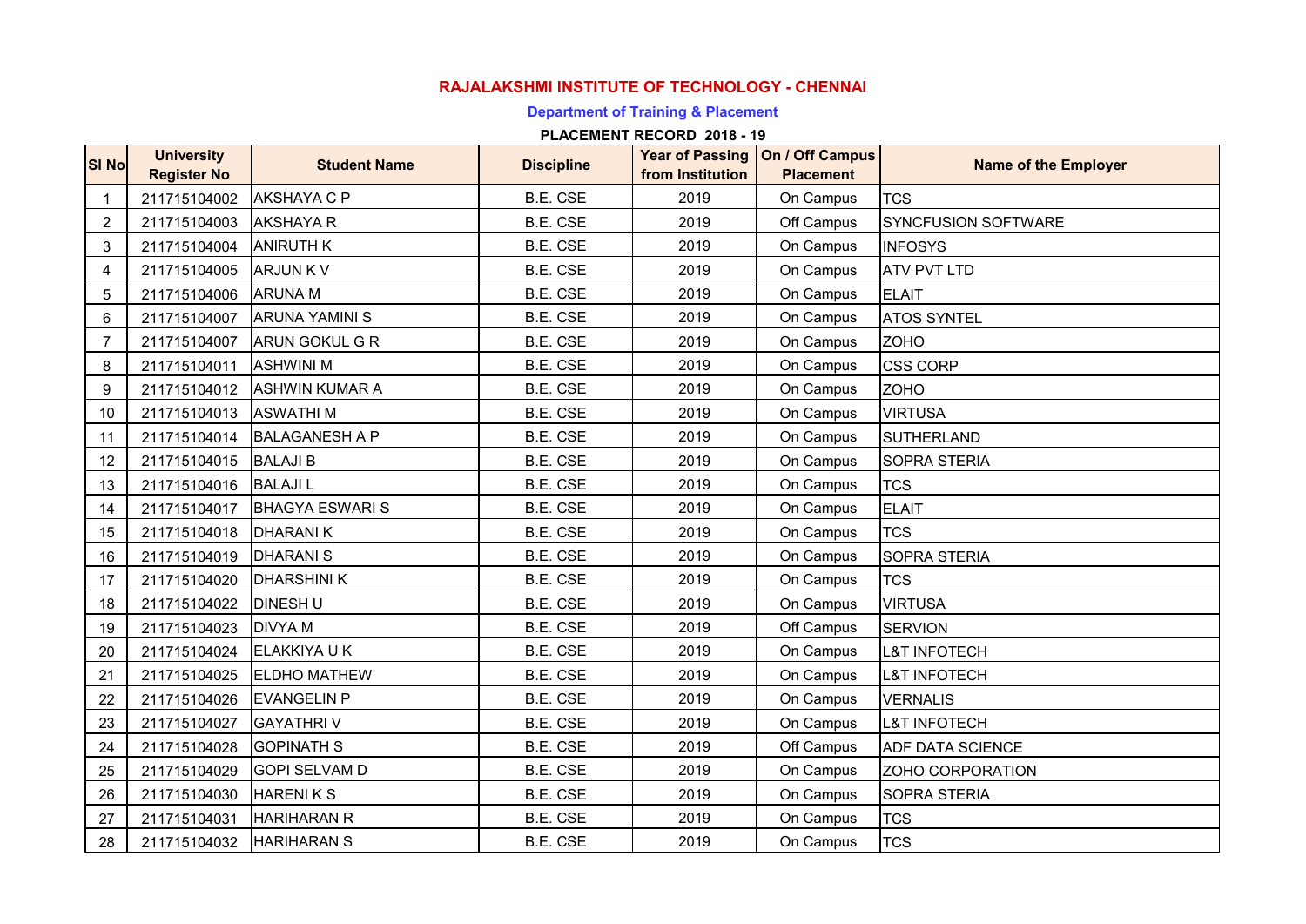# RAJALAKSHMI INSTITUTE OF TECHNOLOGY - CHENNAI

## Department of Training & Placement

### PLACEMENT RECORD 2018 - 19

| Sl No | University Register No | Student Name | Discipline | Year of Passing from Institution | On / Off Campus Placement | Name of the Employer |
|---|---|---|---|---|---|---|
| 1 | 211715104002 | AKSHAYA C P | B.E. CSE | 2019 | On Campus | TCS |
| 2 | 211715104003 | AKSHAYA R | B.E. CSE | 2019 | Off Campus | SYNCFUSION SOFTWARE |
| 3 | 211715104004 | ANIRUTH K | B.E. CSE | 2019 | On Campus | INFOSYS |
| 4 | 211715104005 | ARJUN K V | B.E. CSE | 2019 | On Campus | ATV PVT LTD |
| 5 | 211715104006 | ARUNA M | B.E. CSE | 2019 | On Campus | ELAIT |
| 6 | 211715104007 | ARUNA YAMINI S | B.E. CSE | 2019 | On Campus | ATOS SYNTEL |
| 7 | 211715104007 | ARUN GOKUL G R | B.E. CSE | 2019 | On Campus | ZOHO |
| 8 | 211715104011 | ASHWINI M | B.E. CSE | 2019 | On Campus | CSS CORP |
| 9 | 211715104012 | ASHWIN KUMAR A | B.E. CSE | 2019 | On Campus | ZOHO |
| 10 | 211715104013 | ASWATHI M | B.E. CSE | 2019 | On Campus | VIRTUSA |
| 11 | 211715104014 | BALAGANESH A P | B.E. CSE | 2019 | On Campus | SUTHERLAND |
| 12 | 211715104015 | BALAJI B | B.E. CSE | 2019 | On Campus | SOPRA STERIA |
| 13 | 211715104016 | BALAJI L | B.E. CSE | 2019 | On Campus | TCS |
| 14 | 211715104017 | BHAGYA ESWARI S | B.E. CSE | 2019 | On Campus | ELAIT |
| 15 | 211715104018 | DHARANI K | B.E. CSE | 2019 | On Campus | TCS |
| 16 | 211715104019 | DHARANI S | B.E. CSE | 2019 | On Campus | SOPRA STERIA |
| 17 | 211715104020 | DHARSHINI K | B.E. CSE | 2019 | On Campus | TCS |
| 18 | 211715104022 | DINESH U | B.E. CSE | 2019 | On Campus | VIRTUSA |
| 19 | 211715104023 | DIVYA M | B.E. CSE | 2019 | Off Campus | SERVION |
| 20 | 211715104024 | ELAKKIYA U K | B.E. CSE | 2019 | On Campus | L&T INFOTECH |
| 21 | 211715104025 | ELDHO MATHEW | B.E. CSE | 2019 | On Campus | L&T INFOTECH |
| 22 | 211715104026 | EVANGELIN P | B.E. CSE | 2019 | On Campus | VERNALIS |
| 23 | 211715104027 | GAYATHRI V | B.E. CSE | 2019 | On Campus | L&T INFOTECH |
| 24 | 211715104028 | GOPINATH S | B.E. CSE | 2019 | Off Campus | ADF DATA SCIENCE |
| 25 | 211715104029 | GOPI SELVAM D | B.E. CSE | 2019 | On Campus | ZOHO CORPORATION |
| 26 | 211715104030 | HARENI K S | B.E. CSE | 2019 | On Campus | SOPRA STERIA |
| 27 | 211715104031 | HARIHARAN R | B.E. CSE | 2019 | On Campus | TCS |
| 28 | 211715104032 | HARIHARAN S | B.E. CSE | 2019 | On Campus | TCS |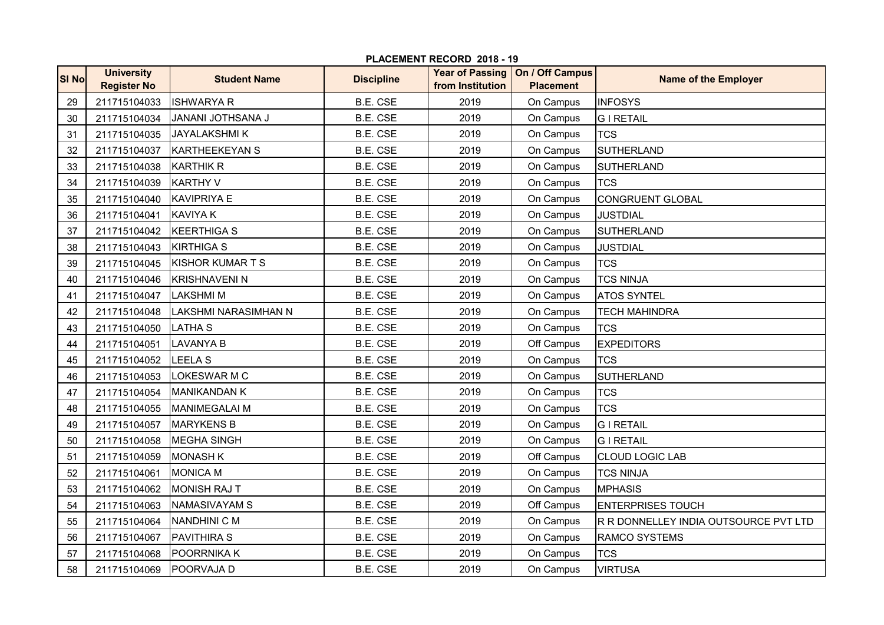**PLACEMENT RECORD 2018 - 19**

| Sl No | University Register No | Student Name | Discipline | Year of Passing from Institution | On / Off Campus Placement | Name of the Employer |
|---|---|---|---|---|---|---|
| 29 | 211715104033 | ISHWARYA R | B.E. CSE | 2019 | On Campus | INFOSYS |
| 30 | 211715104034 | JANANI JOTHSANA J | B.E. CSE | 2019 | On Campus | G I RETAIL |
| 31 | 211715104035 | JAYALAKSHMI K | B.E. CSE | 2019 | On Campus | TCS |
| 32 | 211715104037 | KARTHEEKEYAN S | B.E. CSE | 2019 | On Campus | SUTHERLAND |
| 33 | 211715104038 | KARTHIK R | B.E. CSE | 2019 | On Campus | SUTHERLAND |
| 34 | 211715104039 | KARTHY V | B.E. CSE | 2019 | On Campus | TCS |
| 35 | 211715104040 | KAVIPRIYA E | B.E. CSE | 2019 | On Campus | CONGRUENT GLOBAL |
| 36 | 211715104041 | KAVIYA K | B.E. CSE | 2019 | On Campus | JUSTDIAL |
| 37 | 211715104042 | KEERTHIGA S | B.E. CSE | 2019 | On Campus | SUTHERLAND |
| 38 | 211715104043 | KIRTHIGA S | B.E. CSE | 2019 | On Campus | JUSTDIAL |
| 39 | 211715104045 | KISHOR KUMAR T S | B.E. CSE | 2019 | On Campus | TCS |
| 40 | 211715104046 | KRISHNAVENI N | B.E. CSE | 2019 | On Campus | TCS NINJA |
| 41 | 211715104047 | LAKSHMI M | B.E. CSE | 2019 | On Campus | ATOS SYNTEL |
| 42 | 211715104048 | LAKSHMI NARASIMHAN N | B.E. CSE | 2019 | On Campus | TECH MAHINDRA |
| 43 | 211715104050 | LATHA S | B.E. CSE | 2019 | On Campus | TCS |
| 44 | 211715104051 | LAVANYA B | B.E. CSE | 2019 | Off Campus | EXPEDITORS |
| 45 | 211715104052 | LEELA S | B.E. CSE | 2019 | On Campus | TCS |
| 46 | 211715104053 | LOKESWAR M C | B.E. CSE | 2019 | On Campus | SUTHERLAND |
| 47 | 211715104054 | MANIKANDAN K | B.E. CSE | 2019 | On Campus | TCS |
| 48 | 211715104055 | MANIMEGALAI M | B.E. CSE | 2019 | On Campus | TCS |
| 49 | 211715104057 | MARYKENS B | B.E. CSE | 2019 | On Campus | G I RETAIL |
| 50 | 211715104058 | MEGHA SINGH | B.E. CSE | 2019 | On Campus | G I RETAIL |
| 51 | 211715104059 | MONASH K | B.E. CSE | 2019 | Off Campus | CLOUD LOGIC LAB |
| 52 | 211715104061 | MONICA M | B.E. CSE | 2019 | On Campus | TCS NINJA |
| 53 | 211715104062 | MONISH RAJ T | B.E. CSE | 2019 | On Campus | MPHASIS |
| 54 | 211715104063 | NAMASIVAYAM S | B.E. CSE | 2019 | Off Campus | ENTERPRISES TOUCH |
| 55 | 211715104064 | NANDHINI C M | B.E. CSE | 2019 | On Campus | R R DONNELLEY INDIA OUTSOURCE PVT LTD |
| 56 | 211715104067 | PAVITHIRA S | B.E. CSE | 2019 | On Campus | RAMCO SYSTEMS |
| 57 | 211715104068 | POORRNIKA K | B.E. CSE | 2019 | On Campus | TCS |
| 58 | 211715104069 | POORVAJA D | B.E. CSE | 2019 | On Campus | VIRTUSA |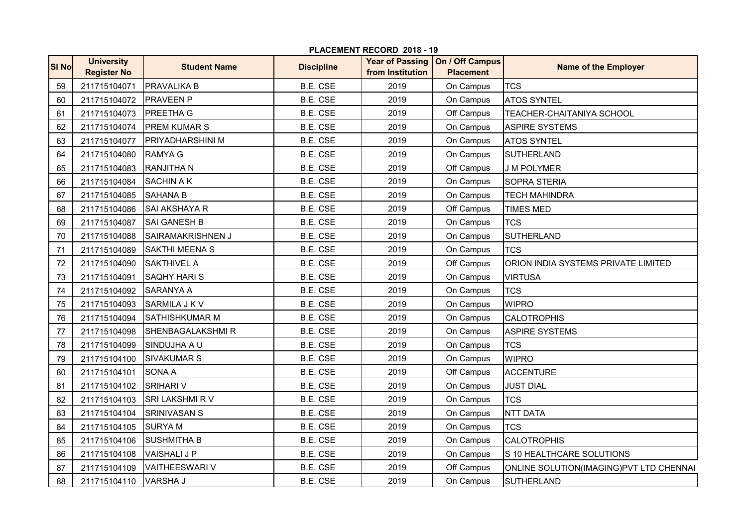PLACEMENT RECORD 2018 - 19

| Sl No | University Register No | Student Name | Discipline | Year of Passing from Institution | On / Off Campus Placement | Name of the Employer |
|---|---|---|---|---|---|---|
| 59 | 211715104071 | PRAVALIKA B | B.E. CSE | 2019 | On Campus | TCS |
| 60 | 211715104072 | PRAVEEN P | B.E. CSE | 2019 | On Campus | ATOS SYNTEL |
| 61 | 211715104073 | PREETHA G | B.E. CSE | 2019 | Off Campus | TEACHER-CHAITANIYA SCHOOL |
| 62 | 211715104074 | PREM KUMAR S | B.E. CSE | 2019 | On Campus | ASPIRE SYSTEMS |
| 63 | 211715104077 | PRIYADHARSHINI M | B.E. CSE | 2019 | On Campus | ATOS SYNTEL |
| 64 | 211715104080 | RAMYA G | B.E. CSE | 2019 | On Campus | SUTHERLAND |
| 65 | 211715104083 | RANJITHA N | B.E. CSE | 2019 | Off Campus | J M POLYMER |
| 66 | 211715104084 | SACHIN A K | B.E. CSE | 2019 | On Campus | SOPRA STERIA |
| 67 | 211715104085 | SAHANA B | B.E. CSE | 2019 | On Campus | TECH MAHINDRA |
| 68 | 211715104086 | SAI AKSHAYA R | B.E. CSE | 2019 | Off Campus | TIMES MED |
| 69 | 211715104087 | SAI GANESH B | B.E. CSE | 2019 | On Campus | TCS |
| 70 | 211715104088 | SAIRAMAKRISHNEN J | B.E. CSE | 2019 | On Campus | SUTHERLAND |
| 71 | 211715104089 | SAKTHI MEENA S | B.E. CSE | 2019 | On Campus | TCS |
| 72 | 211715104090 | SAKTHIVEL A | B.E. CSE | 2019 | Off Campus | ORION INDIA SYSTEMS PRIVATE LIMITED |
| 73 | 211715104091 | SAQHY HARI S | B.E. CSE | 2019 | On Campus | VIRTUSA |
| 74 | 211715104092 | SARANYA A | B.E. CSE | 2019 | On Campus | TCS |
| 75 | 211715104093 | SARMILA J K V | B.E. CSE | 2019 | On Campus | WIPRO |
| 76 | 211715104094 | SATHISHKUMAR M | B.E. CSE | 2019 | On Campus | CALOTROPHIS |
| 77 | 211715104098 | SHENBAGALAKSHMI R | B.E. CSE | 2019 | On Campus | ASPIRE SYSTEMS |
| 78 | 211715104099 | SINDUJHA A U | B.E. CSE | 2019 | On Campus | TCS |
| 79 | 211715104100 | SIVAKUMAR S | B.E. CSE | 2019 | On Campus | WIPRO |
| 80 | 211715104101 | SONA A | B.E. CSE | 2019 | Off Campus | ACCENTURE |
| 81 | 211715104102 | SRIHARI V | B.E. CSE | 2019 | On Campus | JUST DIAL |
| 82 | 211715104103 | SRI LAKSHMI R V | B.E. CSE | 2019 | On Campus | TCS |
| 83 | 211715104104 | SRINIVASAN S | B.E. CSE | 2019 | On Campus | NTT DATA |
| 84 | 211715104105 | SURYA M | B.E. CSE | 2019 | On Campus | TCS |
| 85 | 211715104106 | SUSHMITHA B | B.E. CSE | 2019 | On Campus | CALOTROPHIS |
| 86 | 211715104108 | VAISHALI J P | B.E. CSE | 2019 | On Campus | S 10 HEALTHCARE SOLUTIONS |
| 87 | 211715104109 | VAITHEESWARI V | B.E. CSE | 2019 | Off Campus | ONLINE SOLUTION(IMAGING)PVT LTD CHENNAI |
| 88 | 211715104110 | VARSHA J | B.E. CSE | 2019 | On Campus | SUTHERLAND |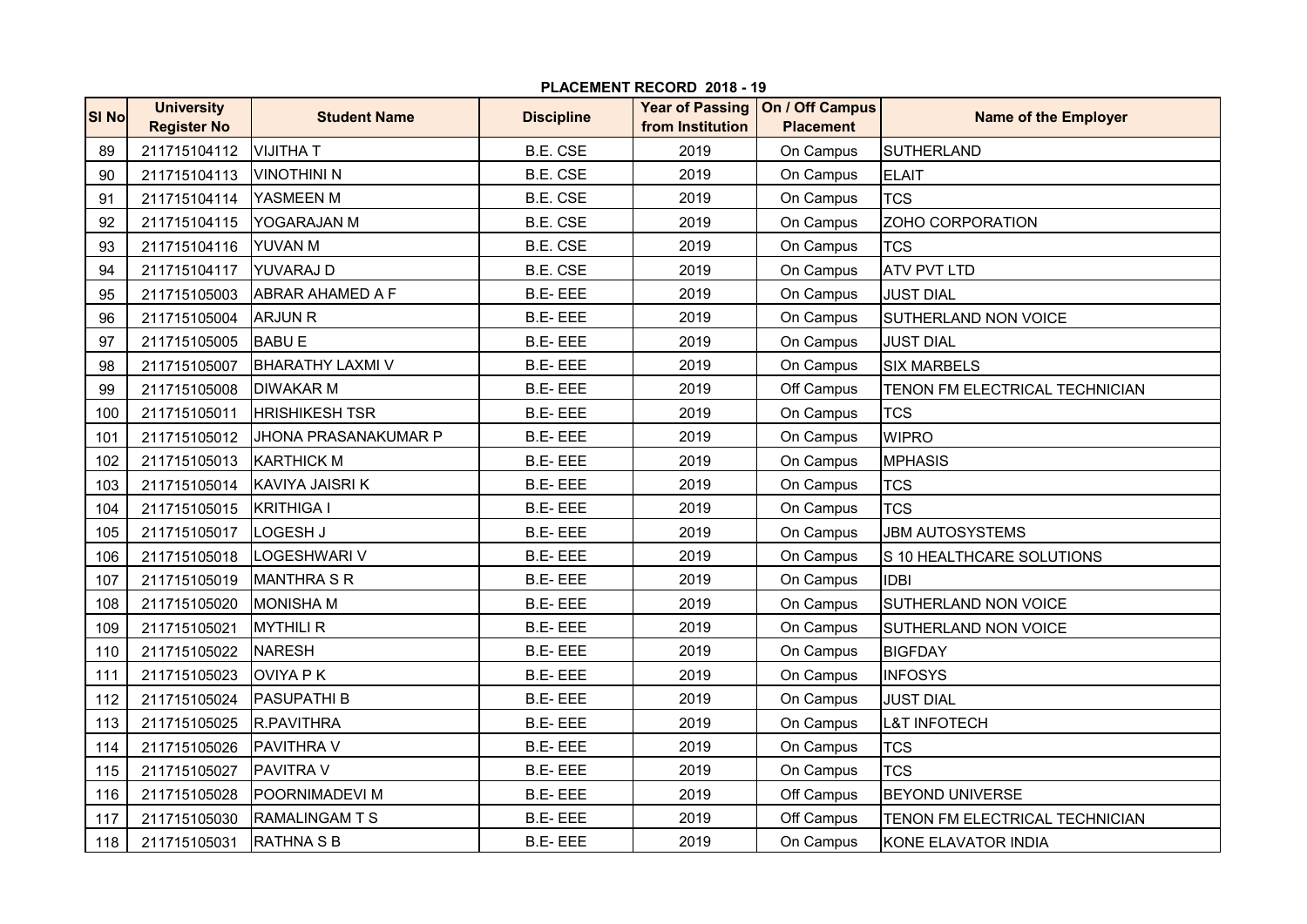**PLACEMENT RECORD 2018 - 19**

| Sl No | University Register No | Student Name | Discipline | Year of Passing from Institution | On / Off Campus Placement | Name of the Employer |
|---|---|---|---|---|---|---|
| 89 | 211715104112 | VIJITHA T | B.E. CSE | 2019 | On Campus | SUTHERLAND |
| 90 | 211715104113 | VINOTHINI N | B.E. CSE | 2019 | On Campus | ELAIT |
| 91 | 211715104114 | YASMEEN M | B.E. CSE | 2019 | On Campus | TCS |
| 92 | 211715104115 | YOGARAJAN M | B.E. CSE | 2019 | On Campus | ZOHO CORPORATION |
| 93 | 211715104116 | YUVAN M | B.E. CSE | 2019 | On Campus | TCS |
| 94 | 211715104117 | YUVARAJ D | B.E. CSE | 2019 | On Campus | ATV PVT LTD |
| 95 | 211715105003 | ABRAR AHAMED A F | B.E- EEE | 2019 | On Campus | JUST DIAL |
| 96 | 211715105004 | ARJUN R | B.E- EEE | 2019 | On Campus | SUTHERLAND NON VOICE |
| 97 | 211715105005 | BABU E | B.E- EEE | 2019 | On Campus | JUST DIAL |
| 98 | 211715105007 | BHARATHY LAXMI V | B.E- EEE | 2019 | On Campus | SIX MARBELS |
| 99 | 211715105008 | DIWAKAR M | B.E- EEE | 2019 | Off Campus | TENON FM ELECTRICAL TECHNICIAN |
| 100 | 211715105011 | HRISHIKESH TSR | B.E- EEE | 2019 | On Campus | TCS |
| 101 | 211715105012 | JHONA PRASANAKUMAR P | B.E- EEE | 2019 | On Campus | WIPRO |
| 102 | 211715105013 | KARTHICK M | B.E- EEE | 2019 | On Campus | MPHASIS |
| 103 | 211715105014 | KAVIYA JAISRI K | B.E- EEE | 2019 | On Campus | TCS |
| 104 | 211715105015 | KRITHIGA I | B.E- EEE | 2019 | On Campus | TCS |
| 105 | 211715105017 | LOGESH J | B.E- EEE | 2019 | On Campus | JBM AUTOSYSTEMS |
| 106 | 211715105018 | LOGESHWARI V | B.E- EEE | 2019 | On Campus | S 10 HEALTHCARE SOLUTIONS |
| 107 | 211715105019 | MANTHRA S R | B.E- EEE | 2019 | On Campus | IDBI |
| 108 | 211715105020 | MONISHA M | B.E- EEE | 2019 | On Campus | SUTHERLAND NON VOICE |
| 109 | 211715105021 | MYTHILI R | B.E- EEE | 2019 | On Campus | SUTHERLAND NON VOICE |
| 110 | 211715105022 | NARESH | B.E- EEE | 2019 | On Campus | BIGFDAY |
| 111 | 211715105023 | OVIYA P K | B.E- EEE | 2019 | On Campus | INFOSYS |
| 112 | 211715105024 | PASUPATHI B | B.E- EEE | 2019 | On Campus | JUST DIAL |
| 113 | 211715105025 | R.PAVITHRA | B.E- EEE | 2019 | On Campus | L&T INFOTECH |
| 114 | 211715105026 | PAVITHRA V | B.E- EEE | 2019 | On Campus | TCS |
| 115 | 211715105027 | PAVITRA V | B.E- EEE | 2019 | On Campus | TCS |
| 116 | 211715105028 | POORNIMADEVI M | B.E- EEE | 2019 | Off Campus | BEYOND UNIVERSE |
| 117 | 211715105030 | RAMALINGAM T S | B.E- EEE | 2019 | Off Campus | TENON FM ELECTRICAL TECHNICIAN |
| 118 | 211715105031 | RATHNA S B | B.E- EEE | 2019 | On Campus | KONE ELAVATOR INDIA |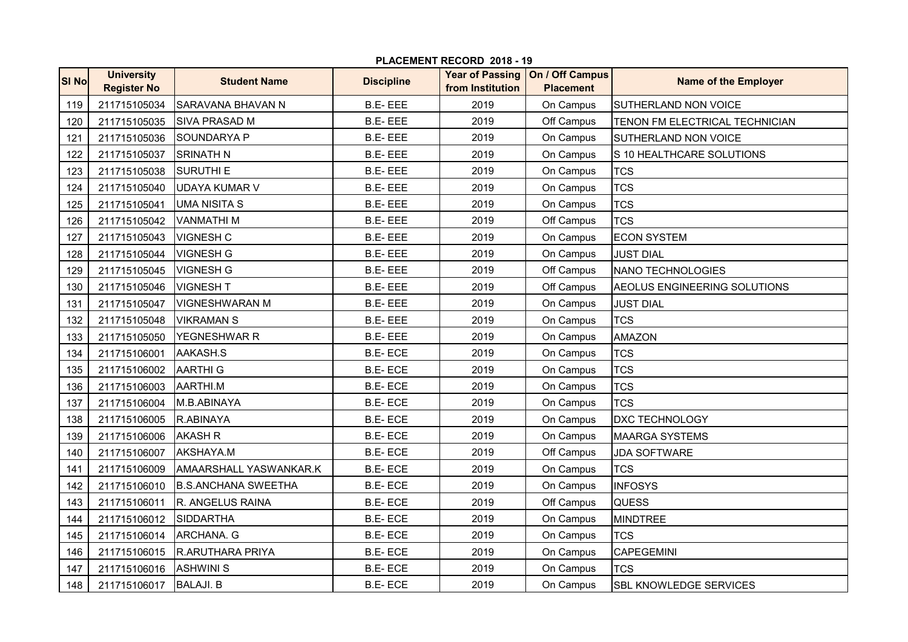# PLACEMENT RECORD 2018 - 19

| Sl No | University Register No | Student Name | Discipline | Year of Passing from Institution | On / Off Campus Placement | Name of the Employer |
|---|---|---|---|---|---|---|
| 119 | 211715105034 | SARAVANA BHAVAN N | B.E- EEE | 2019 | On Campus | SUTHERLAND NON VOICE |
| 120 | 211715105035 | SIVA PRASAD M | B.E- EEE | 2019 | Off Campus | TENON FM ELECTRICAL TECHNICIAN |
| 121 | 211715105036 | SOUNDARYA P | B.E- EEE | 2019 | On Campus | SUTHERLAND NON VOICE |
| 122 | 211715105037 | SRINATH N | B.E- EEE | 2019 | On Campus | S 10 HEALTHCARE SOLUTIONS |
| 123 | 211715105038 | SURUTHI E | B.E- EEE | 2019 | On Campus | TCS |
| 124 | 211715105040 | UDAYA KUMAR V | B.E- EEE | 2019 | On Campus | TCS |
| 125 | 211715105041 | UMA NISITA S | B.E- EEE | 2019 | On Campus | TCS |
| 126 | 211715105042 | VANMATHI M | B.E- EEE | 2019 | Off Campus | TCS |
| 127 | 211715105043 | VIGNESH C | B.E- EEE | 2019 | On Campus | ECON SYSTEM |
| 128 | 211715105044 | VIGNESH G | B.E- EEE | 2019 | On Campus | JUST DIAL |
| 129 | 211715105045 | VIGNESH G | B.E- EEE | 2019 | Off Campus | NANO TECHNOLOGIES |
| 130 | 211715105046 | VIGNESH T | B.E- EEE | 2019 | Off Campus | AEOLUS ENGINEERING SOLUTIONS |
| 131 | 211715105047 | VIGNESHWARAN M | B.E- EEE | 2019 | On Campus | JUST DIAL |
| 132 | 211715105048 | VIKRAMAN S | B.E- EEE | 2019 | On Campus | TCS |
| 133 | 211715105050 | YEGNESHWAR R | B.E- EEE | 2019 | On Campus | AMAZON |
| 134 | 211715106001 | AAKASH.S | B.E- ECE | 2019 | On Campus | TCS |
| 135 | 211715106002 | AARTHI G | B.E- ECE | 2019 | On Campus | TCS |
| 136 | 211715106003 | AARTHI.M | B.E- ECE | 2019 | On Campus | TCS |
| 137 | 211715106004 | M.B.ABINAYA | B.E- ECE | 2019 | On Campus | TCS |
| 138 | 211715106005 | R.ABINAYA | B.E- ECE | 2019 | On Campus | DXC TECHNOLOGY |
| 139 | 211715106006 | AKASH R | B.E- ECE | 2019 | On Campus | MAARGA SYSTEMS |
| 140 | 211715106007 | AKSHAYA.M | B.E- ECE | 2019 | Off Campus | JDA SOFTWARE |
| 141 | 211715106009 | AMAARSHALL YASWANKAR.K | B.E- ECE | 2019 | On Campus | TCS |
| 142 | 211715106010 | B.S.ANCHANA SWEETHA | B.E- ECE | 2019 | On Campus | INFOSYS |
| 143 | 211715106011 | R. ANGELUS RAINA | B.E- ECE | 2019 | Off Campus | QUESS |
| 144 | 211715106012 | SIDDARTHA | B.E- ECE | 2019 | On Campus | MINDTREE |
| 145 | 211715106014 | ARCHANA. G | B.E- ECE | 2019 | On Campus | TCS |
| 146 | 211715106015 | R.ARUTHARA PRIYA | B.E- ECE | 2019 | On Campus | CAPEGEMINI |
| 147 | 211715106016 | ASHWINI S | B.E- ECE | 2019 | On Campus | TCS |
| 148 | 211715106017 | BALAJI. B | B.E- ECE | 2019 | On Campus | SBL KNOWLEDGE SERVICES |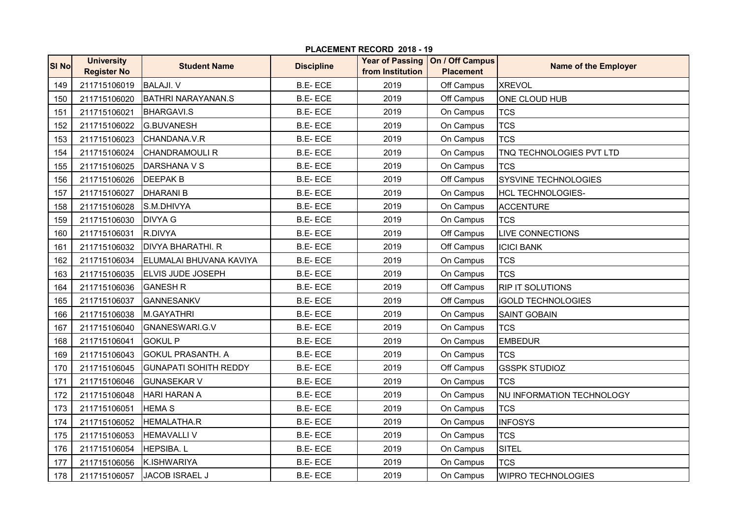**PLACEMENT RECORD 2018 - 19**

| Sl No | University Register No | Student Name | Discipline | Year of Passing from Institution | On / Off Campus Placement | Name of the Employer |
|---|---|---|---|---|---|---|
| 149 | 211715106019 | BALAJI. V | B.E- ECE | 2019 | Off Campus | XREVOL |
| 150 | 211715106020 | BATHRI NARAYANAN.S | B.E- ECE | 2019 | Off Campus | ONE CLOUD HUB |
| 151 | 211715106021 | BHARGAVI.S | B.E- ECE | 2019 | On Campus | TCS |
| 152 | 211715106022 | G.BUVANESH | B.E- ECE | 2019 | On Campus | TCS |
| 153 | 211715106023 | CHANDANA.V.R | B.E- ECE | 2019 | On Campus | TCS |
| 154 | 211715106024 | CHANDRAMOULI R | B.E- ECE | 2019 | On Campus | TNQ TECHNOLOGIES PVT LTD |
| 155 | 211715106025 | DARSHANA V S | B.E- ECE | 2019 | On Campus | TCS |
| 156 | 211715106026 | DEEPAK B | B.E- ECE | 2019 | Off Campus | SYSVINE TECHNOLOGIES |
| 157 | 211715106027 | DHARANI B | B.E- ECE | 2019 | On Campus | HCL TECHNOLOGIES- |
| 158 | 211715106028 | S.M.DHIVYA | B.E- ECE | 2019 | On Campus | ACCENTURE |
| 159 | 211715106030 | DIVYA G | B.E- ECE | 2019 | On Campus | TCS |
| 160 | 211715106031 | R.DIVYA | B.E- ECE | 2019 | Off Campus | LIVE CONNECTIONS |
| 161 | 211715106032 | DIVYA BHARATHI. R | B.E- ECE | 2019 | Off Campus | ICICI BANK |
| 162 | 211715106034 | ELUMALAI BHUVANA KAVIYA | B.E- ECE | 2019 | On Campus | TCS |
| 163 | 211715106035 | ELVIS JUDE JOSEPH | B.E- ECE | 2019 | On Campus | TCS |
| 164 | 211715106036 | GANESH R | B.E- ECE | 2019 | Off Campus | RIP IT SOLUTIONS |
| 165 | 211715106037 | GANNESANKV | B.E- ECE | 2019 | Off Campus | iGOLD TECHNOLOGIES |
| 166 | 211715106038 | M.GAYATHRI | B.E- ECE | 2019 | On Campus | SAINT GOBAIN |
| 167 | 211715106040 | GNANESWARI.G.V | B.E- ECE | 2019 | On Campus | TCS |
| 168 | 211715106041 | GOKUL P | B.E- ECE | 2019 | On Campus | EMBEDUR |
| 169 | 211715106043 | GOKUL PRASANTH. A | B.E- ECE | 2019 | On Campus | TCS |
| 170 | 211715106045 | GUNAPATI SOHITH REDDY | B.E- ECE | 2019 | Off Campus | GSSPK STUDIOZ |
| 171 | 211715106046 | GUNASEKAR V | B.E- ECE | 2019 | On Campus | TCS |
| 172 | 211715106048 | HARI HARAN A | B.E- ECE | 2019 | On Campus | NU INFORMATION TECHNOLOGY |
| 173 | 211715106051 | HEMA S | B.E- ECE | 2019 | On Campus | TCS |
| 174 | 211715106052 | HEMALATHA.R | B.E- ECE | 2019 | On Campus | INFOSYS |
| 175 | 211715106053 | HEMAVALLI V | B.E- ECE | 2019 | On Campus | TCS |
| 176 | 211715106054 | HEPSIBA. L | B.E- ECE | 2019 | On Campus | SITEL |
| 177 | 211715106056 | K.ISHWARIYA | B.E- ECE | 2019 | On Campus | TCS |
| 178 | 211715106057 | JACOB ISRAEL J | B.E- ECE | 2019 | On Campus | WIPRO TECHNOLOGIES |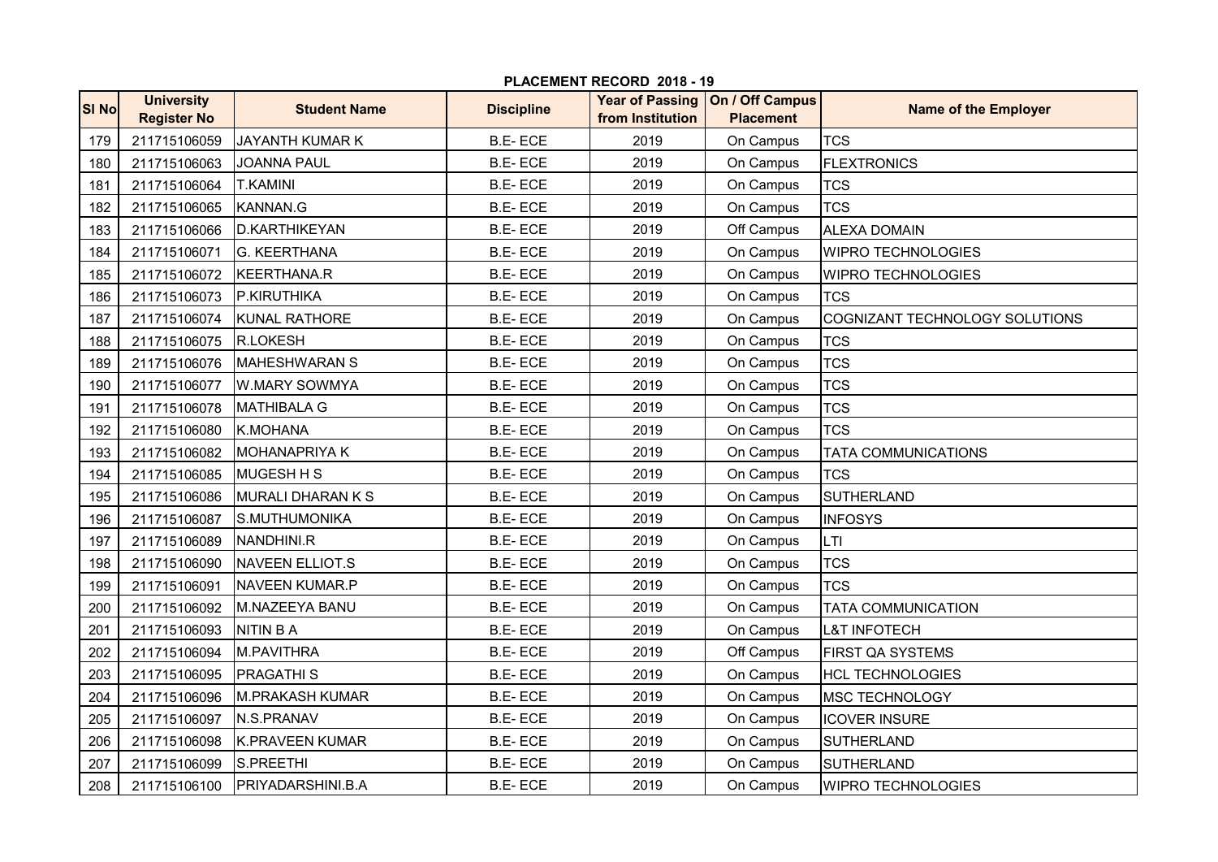**PLACEMENT RECORD 2018 - 19**

| Sl No | University Register No | Student Name | Discipline | Year of Passing from Institution | On / Off Campus Placement | Name of the Employer |
|---|---|---|---|---|---|---|
| 179 | 211715106059 | JAYANTH KUMAR K | B.E- ECE | 2019 | On Campus | TCS |
| 180 | 211715106063 | JOANNA PAUL | B.E- ECE | 2019 | On Campus | FLEXTRONICS |
| 181 | 211715106064 | T.KAMINI | B.E- ECE | 2019 | On Campus | TCS |
| 182 | 211715106065 | KANNAN.G | B.E- ECE | 2019 | On Campus | TCS |
| 183 | 211715106066 | D.KARTHIKEYAN | B.E- ECE | 2019 | Off Campus | ALEXA DOMAIN |
| 184 | 211715106071 | G. KEERTHANA | B.E- ECE | 2019 | On Campus | WIPRO TECHNOLOGIES |
| 185 | 211715106072 | KEERTHANA.R | B.E- ECE | 2019 | On Campus | WIPRO TECHNOLOGIES |
| 186 | 211715106073 | P.KIRUTHIKA | B.E- ECE | 2019 | On Campus | TCS |
| 187 | 211715106074 | KUNAL RATHORE | B.E- ECE | 2019 | On Campus | COGNIZANT TECHNOLOGY SOLUTIONS |
| 188 | 211715106075 | R.LOKESH | B.E- ECE | 2019 | On Campus | TCS |
| 189 | 211715106076 | MAHESHWARAN S | B.E- ECE | 2019 | On Campus | TCS |
| 190 | 211715106077 | W.MARY SOWMYA | B.E- ECE | 2019 | On Campus | TCS |
| 191 | 211715106078 | MATHIBALA G | B.E- ECE | 2019 | On Campus | TCS |
| 192 | 211715106080 | K.MOHANA | B.E- ECE | 2019 | On Campus | TCS |
| 193 | 211715106082 | MOHANAPRIYA K | B.E- ECE | 2019 | On Campus | TATA COMMUNICATIONS |
| 194 | 211715106085 | MUGESH H S | B.E- ECE | 2019 | On Campus | TCS |
| 195 | 211715106086 | MURALI DHARAN K S | B.E- ECE | 2019 | On Campus | SUTHERLAND |
| 196 | 211715106087 | S.MUTHUMONIKA | B.E- ECE | 2019 | On Campus | INFOSYS |
| 197 | 211715106089 | NANDHINI.R | B.E- ECE | 2019 | On Campus | LTI |
| 198 | 211715106090 | NAVEEN ELLIOT.S | B.E- ECE | 2019 | On Campus | TCS |
| 199 | 211715106091 | NAVEEN KUMAR.P | B.E- ECE | 2019 | On Campus | TCS |
| 200 | 211715106092 | M.NAZEEYA BANU | B.E- ECE | 2019 | On Campus | TATA COMMUNICATION |
| 201 | 211715106093 | NITIN B A | B.E- ECE | 2019 | On Campus | L&T INFOTECH |
| 202 | 211715106094 | M.PAVITHRA | B.E- ECE | 2019 | Off Campus | FIRST QA SYSTEMS |
| 203 | 211715106095 | PRAGATHI S | B.E- ECE | 2019 | On Campus | HCL TECHNOLOGIES |
| 204 | 211715106096 | M.PRAKASH KUMAR | B.E- ECE | 2019 | On Campus | MSC TECHNOLOGY |
| 205 | 211715106097 | N.S.PRANAV | B.E- ECE | 2019 | On Campus | ICOVER INSURE |
| 206 | 211715106098 | K.PRAVEEN KUMAR | B.E- ECE | 2019 | On Campus | SUTHERLAND |
| 207 | 211715106099 | S.PREETHI | B.E- ECE | 2019 | On Campus | SUTHERLAND |
| 208 | 211715106100 | PRIYADARSHINI.B.A | B.E- ECE | 2019 | On Campus | WIPRO TECHNOLOGIES |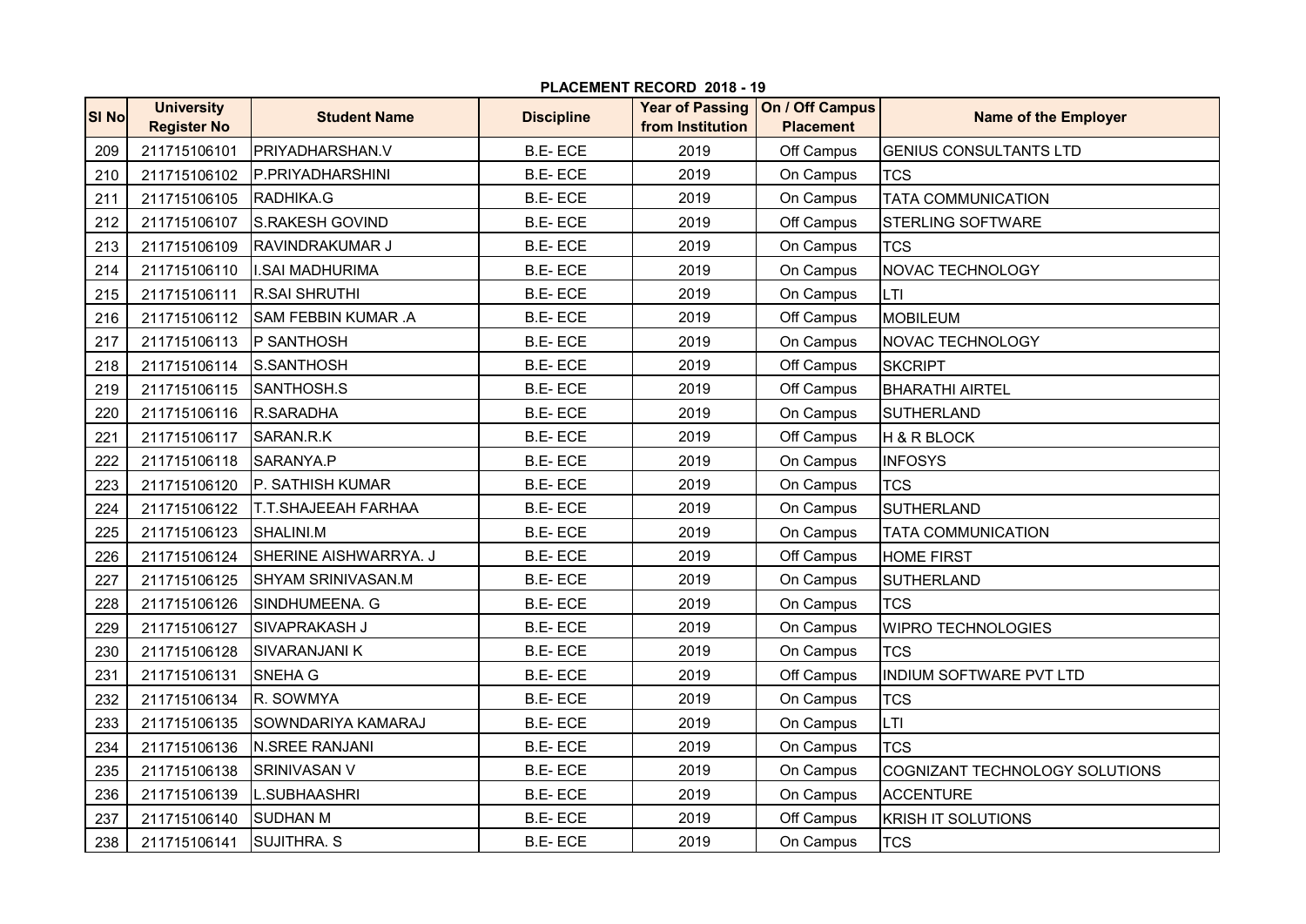**PLACEMENT RECORD 2018 - 19**

| Sl No | University Register No | Student Name | Discipline | Year of Passing from Institution | On / Off Campus Placement | Name of the Employer |
|---|---|---|---|---|---|---|
| 209 | 211715106101 | PRIYADHARSHAN.V | B.E- ECE | 2019 | Off Campus | GENIUS CONSULTANTS LTD |
| 210 | 211715106102 | P.PRIYADHARSHINI | B.E- ECE | 2019 | On Campus | TCS |
| 211 | 211715106105 | RADHIKA.G | B.E- ECE | 2019 | On Campus | TATA COMMUNICATION |
| 212 | 211715106107 | S.RAKESH GOVIND | B.E- ECE | 2019 | Off Campus | STERLING SOFTWARE |
| 213 | 211715106109 | RAVINDRAKUMAR J | B.E- ECE | 2019 | On Campus | TCS |
| 214 | 211715106110 | I.SAI MADHURIMA | B.E- ECE | 2019 | On Campus | NOVAC TECHNOLOGY |
| 215 | 211715106111 | R.SAI SHRUTHI | B.E- ECE | 2019 | On Campus | LTI |
| 216 | 211715106112 | SAM FEBBIN KUMAR .A | B.E- ECE | 2019 | Off Campus | MOBILEUM |
| 217 | 211715106113 | P SANTHOSH | B.E- ECE | 2019 | On Campus | NOVAC TECHNOLOGY |
| 218 | 211715106114 | S.SANTHOSH | B.E- ECE | 2019 | Off Campus | SKCRIPT |
| 219 | 211715106115 | SANTHOSH.S | B.E- ECE | 2019 | Off Campus | BHARATHI AIRTEL |
| 220 | 211715106116 | R.SARADHA | B.E- ECE | 2019 | On Campus | SUTHERLAND |
| 221 | 211715106117 | SARAN.R.K | B.E- ECE | 2019 | Off Campus | H & R BLOCK |
| 222 | 211715106118 | SARANYA.P | B.E- ECE | 2019 | On Campus | INFOSYS |
| 223 | 211715106120 | P. SATHISH KUMAR | B.E- ECE | 2019 | On Campus | TCS |
| 224 | 211715106122 | T.T.SHAJEEAH FARHAA | B.E- ECE | 2019 | On Campus | SUTHERLAND |
| 225 | 211715106123 | SHALINI.M | B.E- ECE | 2019 | On Campus | TATA COMMUNICATION |
| 226 | 211715106124 | SHERINE AISHWARRYA. J | B.E- ECE | 2019 | Off Campus | HOME FIRST |
| 227 | 211715106125 | SHYAM SRINIVASAN.M | B.E- ECE | 2019 | On Campus | SUTHERLAND |
| 228 | 211715106126 | SINDHUMEENA. G | B.E- ECE | 2019 | On Campus | TCS |
| 229 | 211715106127 | SIVAPRAKASH J | B.E- ECE | 2019 | On Campus | WIPRO TECHNOLOGIES |
| 230 | 211715106128 | SIVARANJANI K | B.E- ECE | 2019 | On Campus | TCS |
| 231 | 211715106131 | SNEHA G | B.E- ECE | 2019 | Off Campus | INDIUM SOFTWARE PVT LTD |
| 232 | 211715106134 | R. SOWMYA | B.E- ECE | 2019 | On Campus | TCS |
| 233 | 211715106135 | SOWNDARIYA KAMARAJ | B.E- ECE | 2019 | On Campus | LTI |
| 234 | 211715106136 | N.SREE RANJANI | B.E- ECE | 2019 | On Campus | TCS |
| 235 | 211715106138 | SRINIVASAN V | B.E- ECE | 2019 | On Campus | COGNIZANT TECHNOLOGY SOLUTIONS |
| 236 | 211715106139 | L.SUBHAASHRI | B.E- ECE | 2019 | On Campus | ACCENTURE |
| 237 | 211715106140 | SUDHAN M | B.E- ECE | 2019 | Off Campus | KRISH IT SOLUTIONS |
| 238 | 211715106141 | SUJITHRA. S | B.E- ECE | 2019 | On Campus | TCS |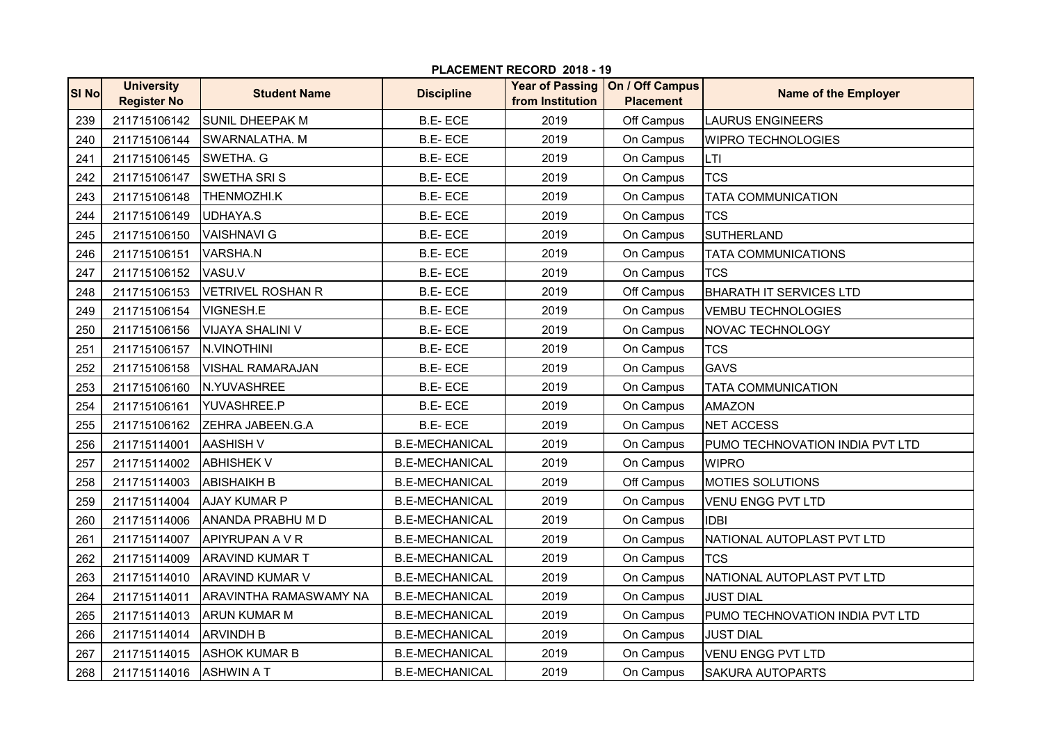## PLACEMENT RECORD 2018 - 19

| Sl No | University Register No | Student Name | Discipline | Year of Passing from Institution | On / Off Campus Placement | Name of the Employer |
|---|---|---|---|---|---|---|
| 239 | 211715106142 | SUNIL DHEEPAK M | B.E- ECE | 2019 | Off Campus | LAURUS ENGINEERS |
| 240 | 211715106144 | SWARNALATHA. M | B.E- ECE | 2019 | On Campus | WIPRO TECHNOLOGIES |
| 241 | 211715106145 | SWETHA. G | B.E- ECE | 2019 | On Campus | LTI |
| 242 | 211715106147 | SWETHA SRI S | B.E- ECE | 2019 | On Campus | TCS |
| 243 | 211715106148 | THENMOZHI.K | B.E- ECE | 2019 | On Campus | TATA COMMUNICATION |
| 244 | 211715106149 | UDHAYA.S | B.E- ECE | 2019 | On Campus | TCS |
| 245 | 211715106150 | VAISHNAVI G | B.E- ECE | 2019 | On Campus | SUTHERLAND |
| 246 | 211715106151 | VARSHA.N | B.E- ECE | 2019 | On Campus | TATA COMMUNICATIONS |
| 247 | 211715106152 | VASU.V | B.E- ECE | 2019 | On Campus | TCS |
| 248 | 211715106153 | VETRIVEL ROSHAN R | B.E- ECE | 2019 | Off Campus | BHARATH IT SERVICES LTD |
| 249 | 211715106154 | VIGNESH.E | B.E- ECE | 2019 | On Campus | VEMBU TECHNOLOGIES |
| 250 | 211715106156 | VIJAYA SHALINI V | B.E- ECE | 2019 | On Campus | NOVAC TECHNOLOGY |
| 251 | 211715106157 | N.VINOTHINI | B.E- ECE | 2019 | On Campus | TCS |
| 252 | 211715106158 | VISHAL RAMARAJAN | B.E- ECE | 2019 | On Campus | GAVS |
| 253 | 211715106160 | N.YUVASHREE | B.E- ECE | 2019 | On Campus | TATA COMMUNICATION |
| 254 | 211715106161 | YUVASHREE.P | B.E- ECE | 2019 | On Campus | AMAZON |
| 255 | 211715106162 | ZEHRA JABEEN.G.A | B.E- ECE | 2019 | On Campus | NET ACCESS |
| 256 | 211715114001 | AASHISH V | B.E-MECHANICAL | 2019 | On Campus | PUMO TECHNOVATION INDIA PVT LTD |
| 257 | 211715114002 | ABHISHEK V | B.E-MECHANICAL | 2019 | On Campus | WIPRO |
| 258 | 211715114003 | ABISHAIKH B | B.E-MECHANICAL | 2019 | Off Campus | MOTIES SOLUTIONS |
| 259 | 211715114004 | AJAY KUMAR P | B.E-MECHANICAL | 2019 | On Campus | VENU ENGG PVT LTD |
| 260 | 211715114006 | ANANDA PRABHU M D | B.E-MECHANICAL | 2019 | On Campus | IDBI |
| 261 | 211715114007 | APIYRUPAN A V R | B.E-MECHANICAL | 2019 | On Campus | NATIONAL AUTOPLAST PVT LTD |
| 262 | 211715114009 | ARAVIND KUMAR T | B.E-MECHANICAL | 2019 | On Campus | TCS |
| 263 | 211715114010 | ARAVIND KUMAR V | B.E-MECHANICAL | 2019 | On Campus | NATIONAL AUTOPLAST PVT LTD |
| 264 | 211715114011 | ARAVINTHA RAMASWAMY NA | B.E-MECHANICAL | 2019 | On Campus | JUST DIAL |
| 265 | 211715114013 | ARUN KUMAR M | B.E-MECHANICAL | 2019 | On Campus | PUMO TECHNOVATION INDIA PVT LTD |
| 266 | 211715114014 | ARVINDH B | B.E-MECHANICAL | 2019 | On Campus | JUST DIAL |
| 267 | 211715114015 | ASHOK KUMAR B | B.E-MECHANICAL | 2019 | On Campus | VENU ENGG PVT LTD |
| 268 | 211715114016 | ASHWIN A T | B.E-MECHANICAL | 2019 | On Campus | SAKURA AUTOPARTS |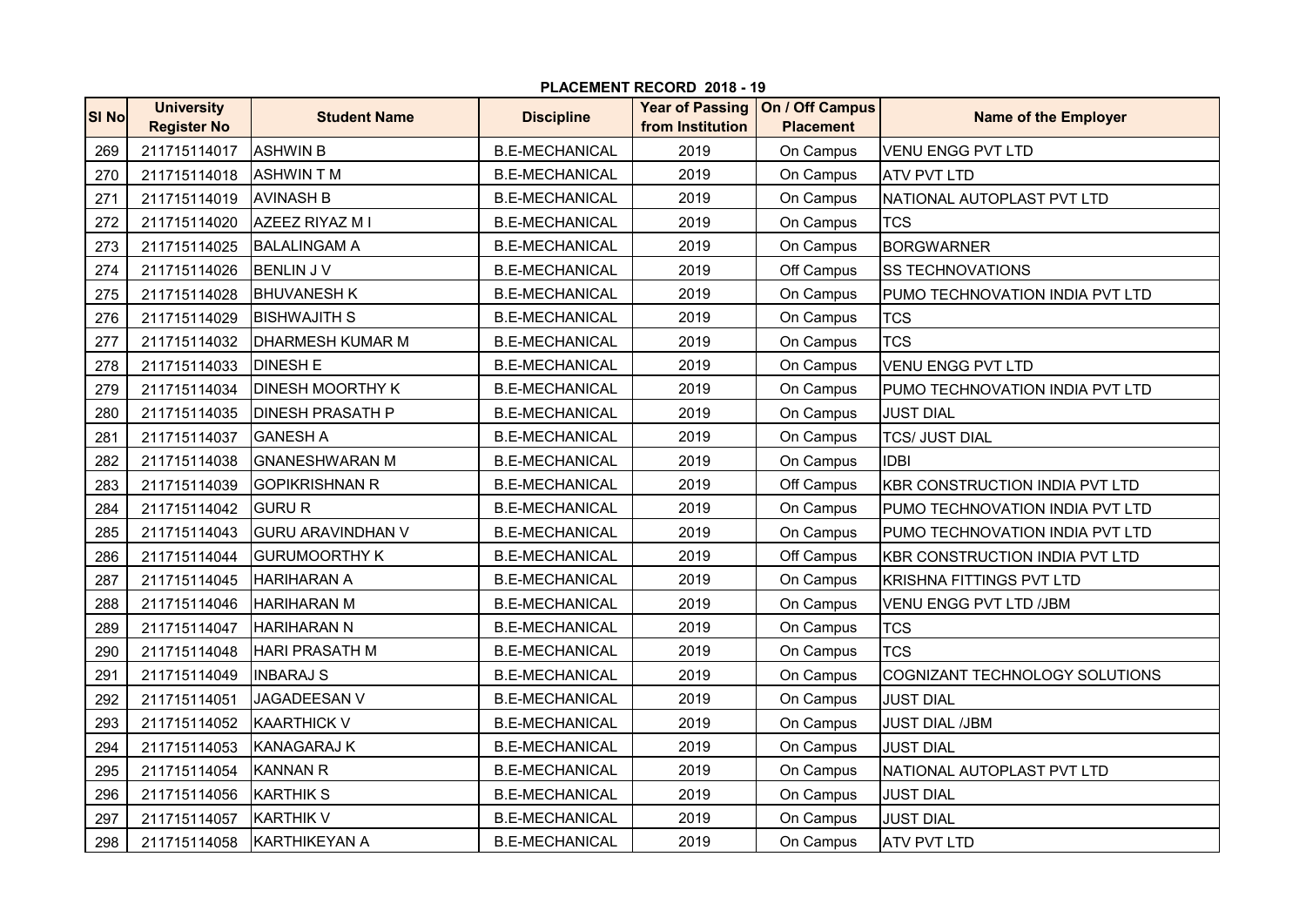## PLACEMENT RECORD 2018 - 19

| Sl No | University Register No | Student Name | Discipline | Year of Passing from Institution | On / Off Campus Placement | Name of the Employer |
|---|---|---|---|---|---|---|
| 269 | 211715114017 | ASHWIN B | B.E-MECHANICAL | 2019 | On Campus | VENU ENGG PVT LTD |
| 270 | 211715114018 | ASHWIN T M | B.E-MECHANICAL | 2019 | On Campus | ATV PVT LTD |
| 271 | 211715114019 | AVINASH B | B.E-MECHANICAL | 2019 | On Campus | NATIONAL AUTOPLAST PVT LTD |
| 272 | 211715114020 | AZEEZ RIYAZ M I | B.E-MECHANICAL | 2019 | On Campus | TCS |
| 273 | 211715114025 | BALALINGAM A | B.E-MECHANICAL | 2019 | On Campus | BORGWARNER |
| 274 | 211715114026 | BENLIN J V | B.E-MECHANICAL | 2019 | Off Campus | SS TECHNOVATIONS |
| 275 | 211715114028 | BHUVANESH K | B.E-MECHANICAL | 2019 | On Campus | PUMO TECHNOVATION INDIA PVT LTD |
| 276 | 211715114029 | BISHWAJITH S | B.E-MECHANICAL | 2019 | On Campus | TCS |
| 277 | 211715114032 | DHARMESH KUMAR M | B.E-MECHANICAL | 2019 | On Campus | TCS |
| 278 | 211715114033 | DINESH E | B.E-MECHANICAL | 2019 | On Campus | VENU ENGG PVT LTD |
| 279 | 211715114034 | DINESH MOORTHY K | B.E-MECHANICAL | 2019 | On Campus | PUMO TECHNOVATION INDIA PVT LTD |
| 280 | 211715114035 | DINESH PRASATH P | B.E-MECHANICAL | 2019 | On Campus | JUST DIAL |
| 281 | 211715114037 | GANESH A | B.E-MECHANICAL | 2019 | On Campus | TCS/ JUST DIAL |
| 282 | 211715114038 | GNANESHWARAN M | B.E-MECHANICAL | 2019 | On Campus | IDBI |
| 283 | 211715114039 | GOPIKRISHNAN R | B.E-MECHANICAL | 2019 | Off Campus | KBR CONSTRUCTION INDIA PVT LTD |
| 284 | 211715114042 | GURU R | B.E-MECHANICAL | 2019 | On Campus | PUMO TECHNOVATION INDIA PVT LTD |
| 285 | 211715114043 | GURU ARAVINDHAN V | B.E-MECHANICAL | 2019 | On Campus | PUMO TECHNOVATION INDIA PVT LTD |
| 286 | 211715114044 | GURUMOORTHY K | B.E-MECHANICAL | 2019 | Off Campus | KBR CONSTRUCTION INDIA PVT LTD |
| 287 | 211715114045 | HARIHARAN A | B.E-MECHANICAL | 2019 | On Campus | KRISHNA FITTINGS PVT LTD |
| 288 | 211715114046 | HARIHARAN M | B.E-MECHANICAL | 2019 | On Campus | VENU ENGG PVT LTD /JBM |
| 289 | 211715114047 | HARIHARAN N | B.E-MECHANICAL | 2019 | On Campus | TCS |
| 290 | 211715114048 | HARI PRASATH M | B.E-MECHANICAL | 2019 | On Campus | TCS |
| 291 | 211715114049 | INBARAJ S | B.E-MECHANICAL | 2019 | On Campus | COGNIZANT TECHNOLOGY SOLUTIONS |
| 292 | 211715114051 | JAGADEESAN V | B.E-MECHANICAL | 2019 | On Campus | JUST DIAL |
| 293 | 211715114052 | KAARTHICK V | B.E-MECHANICAL | 2019 | On Campus | JUST DIAL /JBM |
| 294 | 211715114053 | KANAGARAJ K | B.E-MECHANICAL | 2019 | On Campus | JUST DIAL |
| 295 | 211715114054 | KANNAN R | B.E-MECHANICAL | 2019 | On Campus | NATIONAL AUTOPLAST PVT LTD |
| 296 | 211715114056 | KARTHIK S | B.E-MECHANICAL | 2019 | On Campus | JUST DIAL |
| 297 | 211715114057 | KARTHIK V | B.E-MECHANICAL | 2019 | On Campus | JUST DIAL |
| 298 | 211715114058 | KARTHIKEYAN A | B.E-MECHANICAL | 2019 | On Campus | ATV PVT LTD |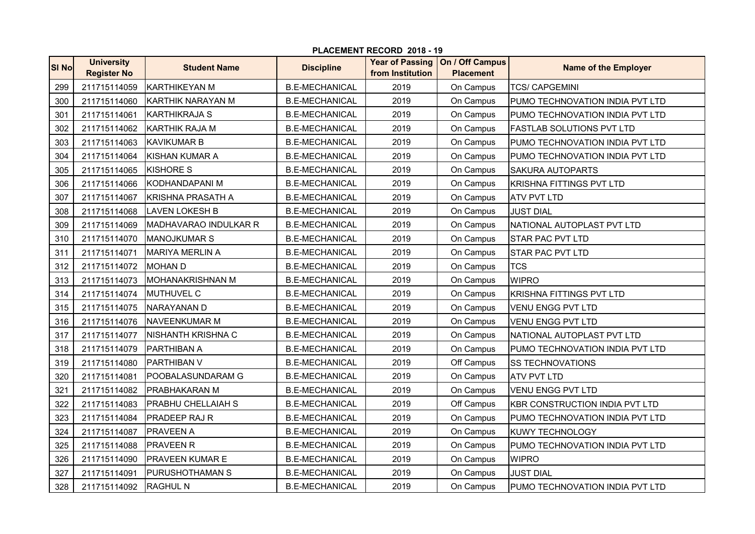## PLACEMENT RECORD 2018 - 19

| Sl No | University Register No | Student Name | Discipline | Year of Passing from Institution | On / Off Campus Placement | Name of the Employer |
|---|---|---|---|---|---|---|
| 299 | 211715114059 | KARTHIKEYAN M | B.E-MECHANICAL | 2019 | On Campus | TCS/ CAPGEMINI |
| 300 | 211715114060 | KARTHIK NARAYAN M | B.E-MECHANICAL | 2019 | On Campus | PUMO TECHNOVATION INDIA PVT LTD |
| 301 | 211715114061 | KARTHIKRAJA S | B.E-MECHANICAL | 2019 | On Campus | PUMO TECHNOVATION INDIA PVT LTD |
| 302 | 211715114062 | KARTHIK RAJA M | B.E-MECHANICAL | 2019 | On Campus | FASTLAB SOLUTIONS PVT LTD |
| 303 | 211715114063 | KAVIKUMAR B | B.E-MECHANICAL | 2019 | On Campus | PUMO TECHNOVATION INDIA PVT LTD |
| 304 | 211715114064 | KISHAN KUMAR A | B.E-MECHANICAL | 2019 | On Campus | PUMO TECHNOVATION INDIA PVT LTD |
| 305 | 211715114065 | KISHORE S | B.E-MECHANICAL | 2019 | On Campus | SAKURA AUTOPARTS |
| 306 | 211715114066 | KODHANDAPANI M | B.E-MECHANICAL | 2019 | On Campus | KRISHNA FITTINGS PVT LTD |
| 307 | 211715114067 | KRISHNA PRASATH A | B.E-MECHANICAL | 2019 | On Campus | ATV PVT LTD |
| 308 | 211715114068 | LAVEN LOKESH B | B.E-MECHANICAL | 2019 | On Campus | JUST DIAL |
| 309 | 211715114069 | MADHAVARAO INDULKAR R | B.E-MECHANICAL | 2019 | On Campus | NATIONAL AUTOPLAST PVT LTD |
| 310 | 211715114070 | MANOJKUMAR S | B.E-MECHANICAL | 2019 | On Campus | STAR PAC PVT LTD |
| 311 | 211715114071 | MARIYA MERLIN A | B.E-MECHANICAL | 2019 | On Campus | STAR PAC PVT LTD |
| 312 | 211715114072 | MOHAN D | B.E-MECHANICAL | 2019 | On Campus | TCS |
| 313 | 211715114073 | MOHANAKRISHNAN M | B.E-MECHANICAL | 2019 | On Campus | WIPRO |
| 314 | 211715114074 | MUTHUVEL C | B.E-MECHANICAL | 2019 | On Campus | KRISHNA FITTINGS PVT LTD |
| 315 | 211715114075 | NARAYANAN D | B.E-MECHANICAL | 2019 | On Campus | VENU ENGG PVT LTD |
| 316 | 211715114076 | NAVEENKUMAR M | B.E-MECHANICAL | 2019 | On Campus | VENU ENGG PVT LTD |
| 317 | 211715114077 | NISHANTH KRISHNA C | B.E-MECHANICAL | 2019 | On Campus | NATIONAL AUTOPLAST PVT LTD |
| 318 | 211715114079 | PARTHIBAN A | B.E-MECHANICAL | 2019 | On Campus | PUMO TECHNOVATION INDIA PVT LTD |
| 319 | 211715114080 | PARTHIBAN V | B.E-MECHANICAL | 2019 | Off Campus | SS TECHNOVATIONS |
| 320 | 211715114081 | POOBALASUNDARAM G | B.E-MECHANICAL | 2019 | On Campus | ATV PVT LTD |
| 321 | 211715114082 | PRABHAKARAN M | B.E-MECHANICAL | 2019 | On Campus | VENU ENGG PVT LTD |
| 322 | 211715114083 | PRABHU CHELLAIAH S | B.E-MECHANICAL | 2019 | Off Campus | KBR CONSTRUCTION INDIA PVT LTD |
| 323 | 211715114084 | PRADEEP RAJ R | B.E-MECHANICAL | 2019 | On Campus | PUMO TECHNOVATION INDIA PVT LTD |
| 324 | 211715114087 | PRAVEEN A | B.E-MECHANICAL | 2019 | On Campus | KUWY TECHNOLOGY |
| 325 | 211715114088 | PRAVEEN R | B.E-MECHANICAL | 2019 | On Campus | PUMO TECHNOVATION INDIA PVT LTD |
| 326 | 211715114090 | PRAVEEN KUMAR E | B.E-MECHANICAL | 2019 | On Campus | WIPRO |
| 327 | 211715114091 | PURUSHOTHAMAN S | B.E-MECHANICAL | 2019 | On Campus | JUST DIAL |
| 328 | 211715114092 | RAGHUL N | B.E-MECHANICAL | 2019 | On Campus | PUMO TECHNOVATION INDIA PVT LTD |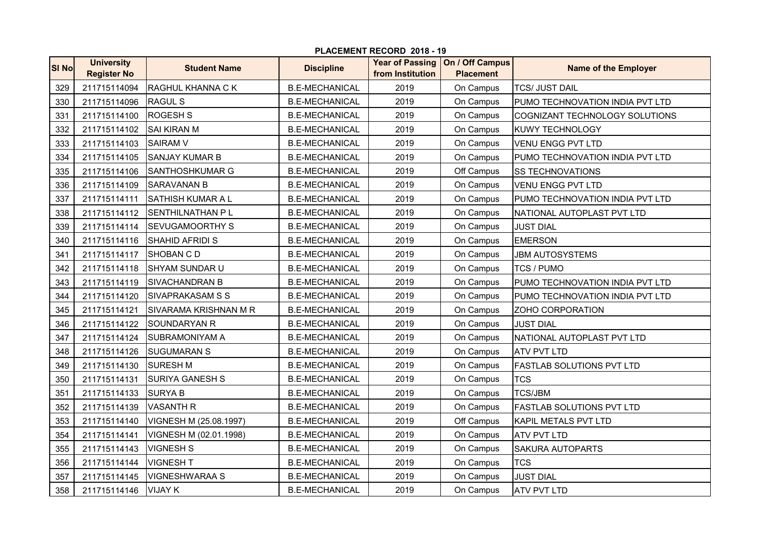## PLACEMENT RECORD 2018 - 19

| Sl No | University Register No | Student Name | Discipline | Year of Passing from Institution | On / Off Campus Placement | Name of the Employer |
|---|---|---|---|---|---|---|
| 329 | 211715114094 | RAGHUL KHANNA C K | B.E-MECHANICAL | 2019 | On Campus | TCS/ JUST DAIL |
| 330 | 211715114096 | RAGUL S | B.E-MECHANICAL | 2019 | On Campus | PUMO TECHNOVATION INDIA PVT LTD |
| 331 | 211715114100 | ROGESH S | B.E-MECHANICAL | 2019 | On Campus | COGNIZANT TECHNOLOGY SOLUTIONS |
| 332 | 211715114102 | SAI KIRAN M | B.E-MECHANICAL | 2019 | On Campus | KUWY TECHNOLOGY |
| 333 | 211715114103 | SAIRAM V | B.E-MECHANICAL | 2019 | On Campus | VENU ENGG PVT LTD |
| 334 | 211715114105 | SANJAY KUMAR B | B.E-MECHANICAL | 2019 | On Campus | PUMO TECHNOVATION INDIA PVT LTD |
| 335 | 211715114106 | SANTHOSHKUMAR G | B.E-MECHANICAL | 2019 | Off Campus | SS TECHNOVATIONS |
| 336 | 211715114109 | SARAVANAN B | B.E-MECHANICAL | 2019 | On Campus | VENU ENGG PVT LTD |
| 337 | 211715114111 | SATHISH KUMAR A L | B.E-MECHANICAL | 2019 | On Campus | PUMO TECHNOVATION INDIA PVT LTD |
| 338 | 211715114112 | SENTHILNATHAN P L | B.E-MECHANICAL | 2019 | On Campus | NATIONAL AUTOPLAST PVT LTD |
| 339 | 211715114114 | SEVUGAMOORTHY S | B.E-MECHANICAL | 2019 | On Campus | JUST DIAL |
| 340 | 211715114116 | SHAHID AFRIDI S | B.E-MECHANICAL | 2019 | On Campus | EMERSON |
| 341 | 211715114117 | SHOBAN C D | B.E-MECHANICAL | 2019 | On Campus | JBM AUTOSYSTEMS |
| 342 | 211715114118 | SHYAM SUNDAR U | B.E-MECHANICAL | 2019 | On Campus | TCS / PUMO |
| 343 | 211715114119 | SIVACHANDRAN B | B.E-MECHANICAL | 2019 | On Campus | PUMO TECHNOVATION INDIA PVT LTD |
| 344 | 211715114120 | SIVAPRAKASAM S S | B.E-MECHANICAL | 2019 | On Campus | PUMO TECHNOVATION INDIA PVT LTD |
| 345 | 211715114121 | SIVARAMA KRISHNAN M R | B.E-MECHANICAL | 2019 | On Campus | ZOHO CORPORATION |
| 346 | 211715114122 | SOUNDARYAN R | B.E-MECHANICAL | 2019 | On Campus | JUST DIAL |
| 347 | 211715114124 | SUBRAMONIYAM A | B.E-MECHANICAL | 2019 | On Campus | NATIONAL AUTOPLAST PVT LTD |
| 348 | 211715114126 | SUGUMARAN S | B.E-MECHANICAL | 2019 | On Campus | ATV PVT LTD |
| 349 | 211715114130 | SURESH M | B.E-MECHANICAL | 2019 | On Campus | FASTLAB SOLUTIONS PVT LTD |
| 350 | 211715114131 | SURIYA GANESH S | B.E-MECHANICAL | 2019 | On Campus | TCS |
| 351 | 211715114133 | SURYA B | B.E-MECHANICAL | 2019 | On Campus | TCS/JBM |
| 352 | 211715114139 | VASANTH R | B.E-MECHANICAL | 2019 | On Campus | FASTLAB SOLUTIONS PVT LTD |
| 353 | 211715114140 | VIGNESH M (25.08.1997) | B.E-MECHANICAL | 2019 | Off Campus | KAPIL METALS PVT LTD |
| 354 | 211715114141 | VIGNESH M (02.01.1998) | B.E-MECHANICAL | 2019 | On Campus | ATV PVT LTD |
| 355 | 211715114143 | VIGNESH S | B.E-MECHANICAL | 2019 | On Campus | SAKURA AUTOPARTS |
| 356 | 211715114144 | VIGNESH T | B.E-MECHANICAL | 2019 | On Campus | TCS |
| 357 | 211715114145 | VIGNESHWARAA S | B.E-MECHANICAL | 2019 | On Campus | JUST DIAL |
| 358 | 211715114146 | VIJAY K | B.E-MECHANICAL | 2019 | On Campus | ATV PVT LTD |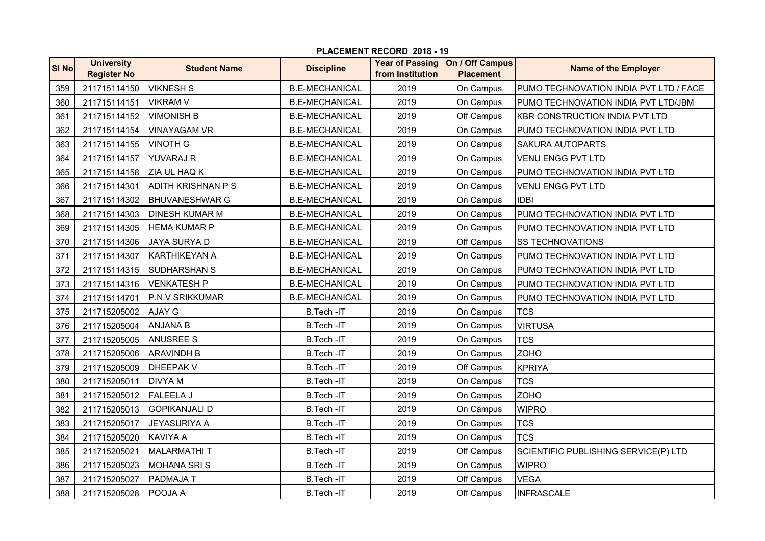# PLACEMENT RECORD 2018 - 19

| Sl No | University Register No | Student Name | Discipline | Year of Passing from Institution | On / Off Campus Placement | Name of the Employer |
|---|---|---|---|---|---|---|
| 359 | 211715114150 | VIKNESH S | B.E-MECHANICAL | 2019 | On Campus | PUMO TECHNOVATION INDIA PVT LTD / FACE |
| 360 | 211715114151 | VIKRAM V | B.E-MECHANICAL | 2019 | On Campus | PUMO TECHNOVATION INDIA PVT LTD/JBM |
| 361 | 211715114152 | VIMONISH B | B.E-MECHANICAL | 2019 | Off Campus | KBR CONSTRUCTION INDIA PVT LTD |
| 362 | 211715114154 | VINAYAGAM VR | B.E-MECHANICAL | 2019 | On Campus | PUMO TECHNOVATION INDIA PVT LTD |
| 363 | 211715114155 | VINOTH G | B.E-MECHANICAL | 2019 | On Campus | SAKURA AUTOPARTS |
| 364 | 211715114157 | YUVARAJ R | B.E-MECHANICAL | 2019 | On Campus | VENU ENGG PVT LTD |
| 365 | 211715114158 | ZIA UL HAQ K | B.E-MECHANICAL | 2019 | On Campus | PUMO TECHNOVATION INDIA PVT LTD |
| 366 | 211715114301 | ADITH KRISHNAN P S | B.E-MECHANICAL | 2019 | On Campus | VENU ENGG PVT LTD |
| 367 | 211715114302 | BHUVANESHWAR G | B.E-MECHANICAL | 2019 | On Campus | IDBI |
| 368 | 211715114303 | DINESH KUMAR M | B.E-MECHANICAL | 2019 | On Campus | PUMO TECHNOVATION INDIA PVT LTD |
| 369 | 211715114305 | HEMA KUMAR P | B.E-MECHANICAL | 2019 | On Campus | PUMO TECHNOVATION INDIA PVT LTD |
| 370 | 211715114306 | JAYA SURYA D | B.E-MECHANICAL | 2019 | Off Campus | SS TECHNOVATIONS |
| 371 | 211715114307 | KARTHIKEYAN A | B.E-MECHANICAL | 2019 | On Campus | PUMO TECHNOVATION INDIA PVT LTD |
| 372 | 211715114315 | SUDHARSHAN S | B.E-MECHANICAL | 2019 | On Campus | PUMO TECHNOVATION INDIA PVT LTD |
| 373 | 211715114316 | VENKATESH P | B.E-MECHANICAL | 2019 | On Campus | PUMO TECHNOVATION INDIA PVT LTD |
| 374 | 211715114701 | P.N.V.SRIKKUMAR | B.E-MECHANICAL | 2019 | On Campus | PUMO TECHNOVATION INDIA PVT LTD |
| 375 | 211715205002 | AJAY G | B.Tech -IT | 2019 | On Campus | TCS |
| 376 | 211715205004 | ANJANA B | B.Tech -IT | 2019 | On Campus | VIRTUSA |
| 377 | 211715205005 | ANUSREE S | B.Tech -IT | 2019 | On Campus | TCS |
| 378 | 211715205006 | ARAVINDH B | B.Tech -IT | 2019 | On Campus | ZOHO |
| 379 | 211715205009 | DHEEPAK V | B.Tech -IT | 2019 | Off Campus | KPRIYA |
| 380 | 211715205011 | DIVYA M | B.Tech -IT | 2019 | On Campus | TCS |
| 381 | 211715205012 | FALEELA J | B.Tech -IT | 2019 | On Campus | ZOHO |
| 382 | 211715205013 | GOPIKANJALI D | B.Tech -IT | 2019 | On Campus | WIPRO |
| 383 | 211715205017 | JEYASURIYA A | B.Tech -IT | 2019 | On Campus | TCS |
| 384 | 211715205020 | KAVIYA A | B.Tech -IT | 2019 | On Campus | TCS |
| 385 | 211715205021 | MALARMATHI T | B.Tech -IT | 2019 | Off Campus | SCIENTIFIC PUBLISHING SERVICE(P) LTD |
| 386 | 211715205023 | MOHANA SRI S | B.Tech -IT | 2019 | On Campus | WIPRO |
| 387 | 211715205027 | PADMAJA T | B.Tech -IT | 2019 | Off Campus | VEGA |
| 388 | 211715205028 | POOJA A | B.Tech -IT | 2019 | Off Campus | INFRASCALE |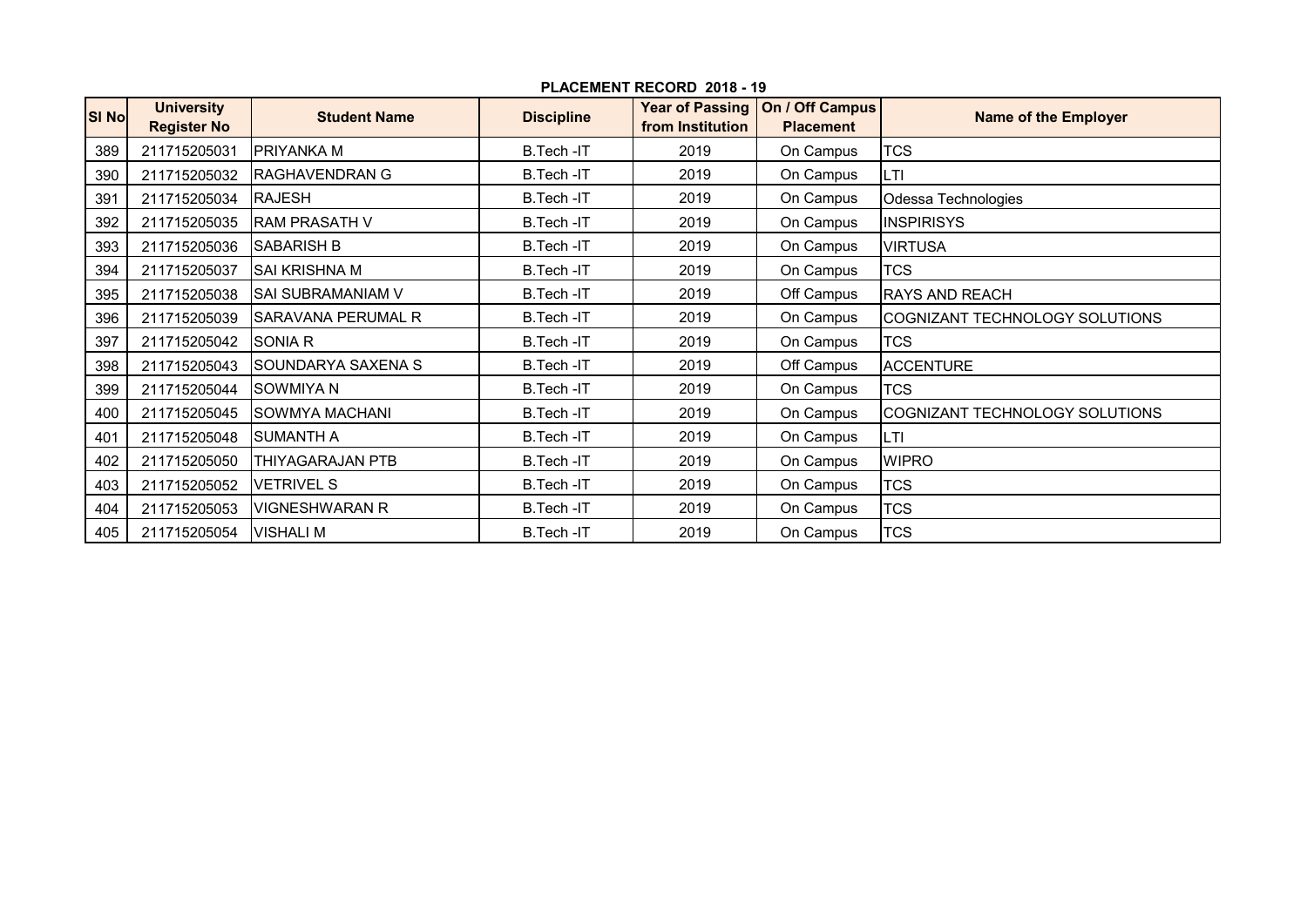**PLACEMENT RECORD 2018 - 19**

| Sl No | University Register No | Student Name | Discipline | Year of Passing from Institution | On / Off Campus Placement | Name of the Employer |
|---|---|---|---|---|---|---|
| 389 | 211715205031 | PRIYANKA M | B.Tech -IT | 2019 | On Campus | TCS |
| 390 | 211715205032 | RAGHAVENDRAN G | B.Tech -IT | 2019 | On Campus | LTI |
| 391 | 211715205034 | RAJESH | B.Tech -IT | 2019 | On Campus | Odessa Technologies |
| 392 | 211715205035 | RAM PRASATH V | B.Tech -IT | 2019 | On Campus | INSPIRISYS |
| 393 | 211715205036 | SABARISH B | B.Tech -IT | 2019 | On Campus | VIRTUSA |
| 394 | 211715205037 | SAI KRISHNA M | B.Tech -IT | 2019 | On Campus | TCS |
| 395 | 211715205038 | SAI SUBRAMANIAM V | B.Tech -IT | 2019 | Off Campus | RAYS AND REACH |
| 396 | 211715205039 | SARAVANA PERUMAL R | B.Tech -IT | 2019 | On Campus | COGNIZANT TECHNOLOGY SOLUTIONS |
| 397 | 211715205042 | SONIA R | B.Tech -IT | 2019 | On Campus | TCS |
| 398 | 211715205043 | SOUNDARYA SAXENA S | B.Tech -IT | 2019 | Off Campus | ACCENTURE |
| 399 | 211715205044 | SOWMIYA N | B.Tech -IT | 2019 | On Campus | TCS |
| 400 | 211715205045 | SOWMYA MACHANI | B.Tech -IT | 2019 | On Campus | COGNIZANT TECHNOLOGY SOLUTIONS |
| 401 | 211715205048 | SUMANTH A | B.Tech -IT | 2019 | On Campus | LTI |
| 402 | 211715205050 | THIYAGARAJAN PTB | B.Tech -IT | 2019 | On Campus | WIPRO |
| 403 | 211715205052 | VETRIVEL S | B.Tech -IT | 2019 | On Campus | TCS |
| 404 | 211715205053 | VIGNESHWARAN R | B.Tech -IT | 2019 | On Campus | TCS |
| 405 | 211715205054 | VISHALI M | B.Tech -IT | 2019 | On Campus | TCS |